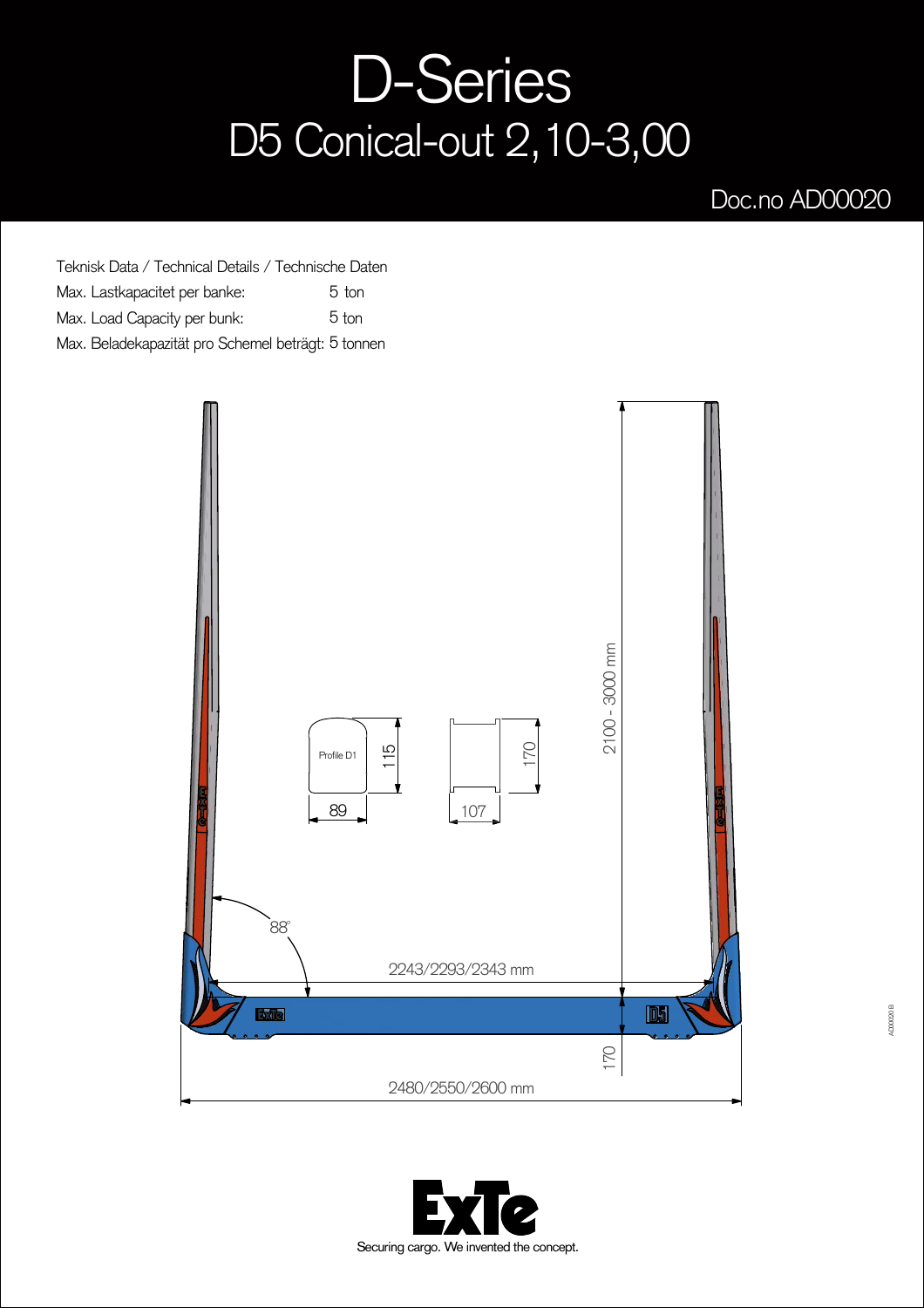# D-Series

## D5 Conical-out 2,10-3,00

Doc.no AD00020

Teknisk Data / Technical Details / Technische Daten

Max. Lastkapacitet per banke: 5 ton

Max. Load Capacity per bunk: 5 ton

Max. Beladekapazität pro Schemel beträgt: 5 tonnen

2100 - 3000 mm

Profile D1

115

89

170

107

88°

2243/2293/2343 mm

170

2480/2550/2600 mm

ExTe

Securing cargo. We invented the concept.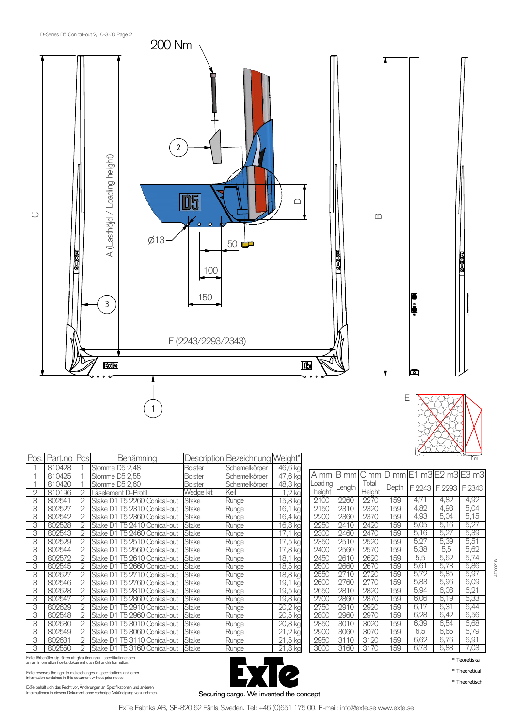D-Series D5 Conical-out 2,10-3,00 Page 2

200 Nm

2

D5

D

C

A (Lasthöjd / Loading height)

Ø13

50

100

150

3

B

F (2243/2293/2343)

1

E

1 m

| Pos. | Part.no | Pcs | Benämning | Description | Bezeichnung | Weight* |
|---|---|---|---|---|---|---|
| 1 | 810428 | 1 | Stomme D5 2,48 | Bolster | Schemelkörper | 46,6 kg |
| 1 | 810425 | 1 | Stomme D5 2,55 | Bolster | Schemelkörper | 47,6 kg |
| 1 | 810420 | 1 | Stomme D5 2,60 | Bolster | Schemelkörper | 48,3 kg |
| 2 | 810196 | 2 | Låselement D-Profil | Wedge kit | Keil | 1,2 kg |
| 3 | 802541 | 2 | Stake D1 T5 2260 Conical-out | Stake | Runge | 15,8 kg |
| 3 | 802527 | 2 | Stake D1 T5 2310 Conical-out | Stake | Runge | 16,1 kg |
| 3 | 802542 | 2 | Stake D1 T5 2360 Conical-out | Stake | Runge | 16,4 kg |
| 3 | 802528 | 2 | Stake D1 T5 2410 Conical-out | Stake | Runge | 16,8 kg |
| 3 | 802543 | 2 | Stake D1 T5 2460 Conical-out | Stake | Runge | 17,1 kg |
| 3 | 802529 | 2 | Stake D1 T5 2510 Conical-out | Stake | Runge | 17,5 kg |
| 3 | 802544 | 2 | Stake D1 T5 2560 Conical-out | Stake | Runge | 17,8 kg |
| 3 | 802572 | 2 | Stake D1 T5 2610 Conical-out | Stake | Runge | 18,1 kg |
| 3 | 802545 | 2 | Stake D1 T5 2660 Conical-out | Stake | Runge | 18,5 kg |
| 3 | 802627 | 2 | Stake D1 T5 2710 Conical-out | Stake | Runge | 18,8 kg |
| 3 | 802546 | 2 | Stake D1 T5 2760 Conical-out | Stake | Runge | 19,1 kg |
| 3 | 802628 | 2 | Stake D1 T5 2810 Conical-out | Stake | Runge | 19,5 kg |
| 3 | 802547 | 2 | Stake D1 T5 2860 Conical-out | Stake | Runge | 19,8 kg |
| 3 | 802629 | 2 | Stake D1 T5 2910 Conical-out | Stake | Runge | 20,2 kg |
| 3 | 802548 | 2 | Stake D1 T5 2960 Conical-out | Stake | Runge | 20,5 kg |
| 3 | 802630 | 2 | Stake D1 T5 3010 Conical-out | Stake | Runge | 20,8 kg |
| 3 | 802549 | 2 | Stake D1 T5 3060 Conical-out | Stake | Runge | 21,2 kg |
| 3 | 802631 | 2 | Stake D1 T5 3110 Conical-out | Stake | Runge | 21,5 kg |
| 3 | 802550 | 2 | Stake D1 T5 3160 Conical-out | Stake | Runge | 21,8 kg |

| A mm | B mm | C mm | D mm | E1 m3 | E2 m3 | E3 m3 |
|---|---|---|---|---|---|---|
| Loading height | Length | Total Height | Depth | F 2243 | F 2293 | F 2343 |
| 2100 | 2260 | 2270 | 159 | 4,71 | 4,82 | 4,92 |
| 2150 | 2310 | 2320 | 159 | 4,82 | 4,93 | 5,04 |
| 2200 | 2360 | 2370 | 159 | 4,93 | 5,04 | 5,15 |
| 2250 | 2410 | 2420 | 159 | 5,05 | 5,16 | 5,27 |
| 2300 | 2460 | 2470 | 159 | 5,16 | 5,27 | 5,39 |
| 2350 | 2510 | 2520 | 159 | 5,27 | 5,39 | 5,51 |
| 2400 | 2560 | 2570 | 159 | 5,38 | 5,5 | 5,62 |
| 2450 | 2610 | 2620 | 159 | 5,5 | 5,62 | 5,74 |
| 2500 | 2660 | 2670 | 159 | 5,61 | 5,73 | 5,86 |
| 2550 | 2710 | 2720 | 159 | 5,72 | 5,85 | 5,97 |
| 2600 | 2760 | 2770 | 159 | 5,83 | 5,96 | 6,09 |
| 2650 | 2810 | 2820 | 159 | 5,94 | 6,08 | 6,21 |
| 2700 | 2860 | 2870 | 159 | 6,06 | 6,19 | 6,33 |
| 2750 | 2910 | 2920 | 159 | 6,17 | 6,31 | 6,44 |
| 2800 | 2960 | 2970 | 159 | 6,28 | 6,42 | 6,56 |
| 2850 | 3010 | 3020 | 159 | 6,39 | 6,54 | 6,68 |
| 2900 | 3060 | 3070 | 159 | 6,5 | 6,65 | 6,79 |
| 2950 | 3110 | 3120 | 159 | 6,62 | 6,76 | 6,91 |
| 3000 | 3160 | 3170 | 159 | 6,73 | 6,88 | 7,03 |

A00000 B

\* Teoretiska

\* Theoretical

\* Theoretisch

ExTe förbehåller sig rätten att göra ändringar i specifikationer och annan information i detta dokument utan förhandsinformation.

ExTe reserves the right to make changes in specifications and other information contained in this document without prior notice.

ExTe behält sich das Recht vor, Änderungen an Spezifikationen und anderen Informationen in diesem Dokument ohne vorherige Ankündigung vorzunehmen.

ExTe

Securing cargo. We invented the concept.

ExTe Fabriks AB, SE-820 62 Färila Sweden. Tel: +46 (0)651 175 00. E-mail: info@exte.se www.exte.se